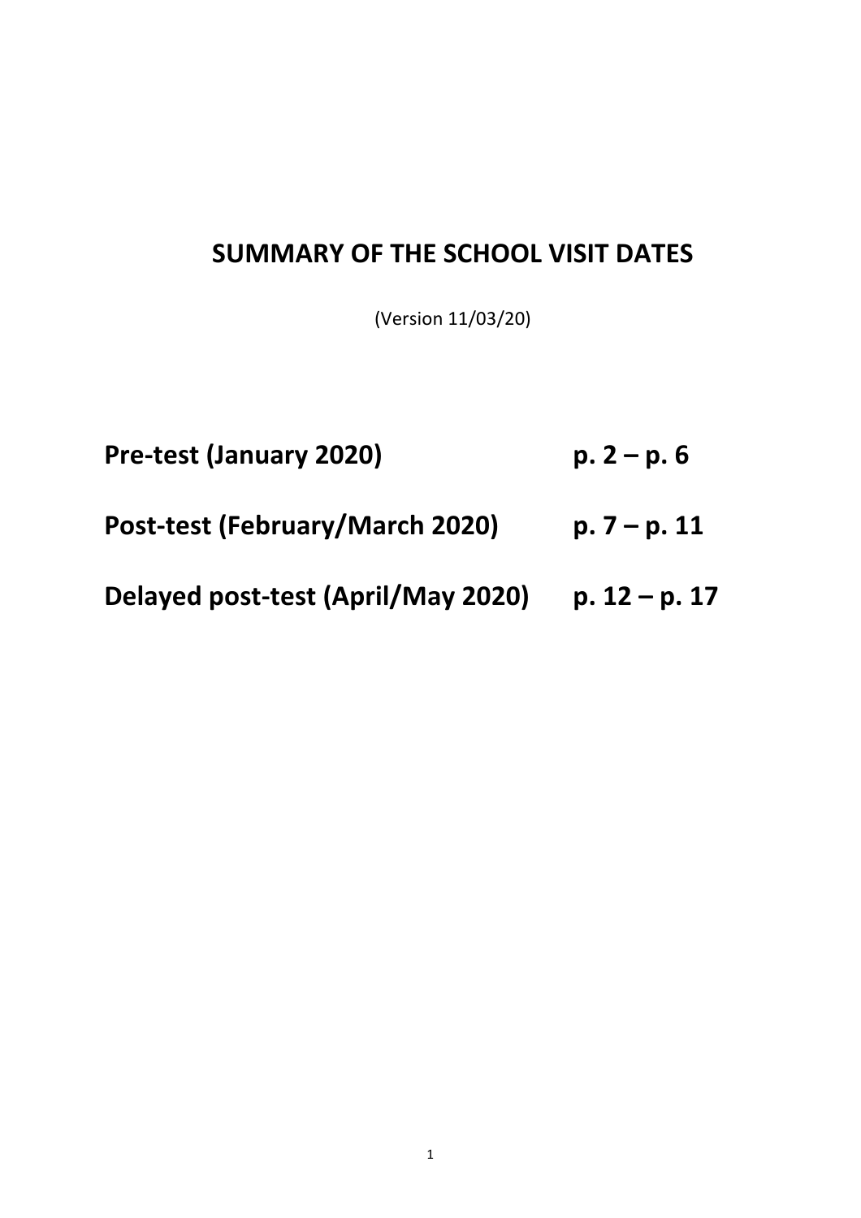# SUMMARY OF THE SCHOOL VISIT DATES

(Version 11/03/20)

**Pre-test (January 2020) p. 2 – p. 6**

**Post-test (February/March 2020) p. 7 – p. 11**

**Delayed post-test (April/May 2020) p. 12 – p. 17**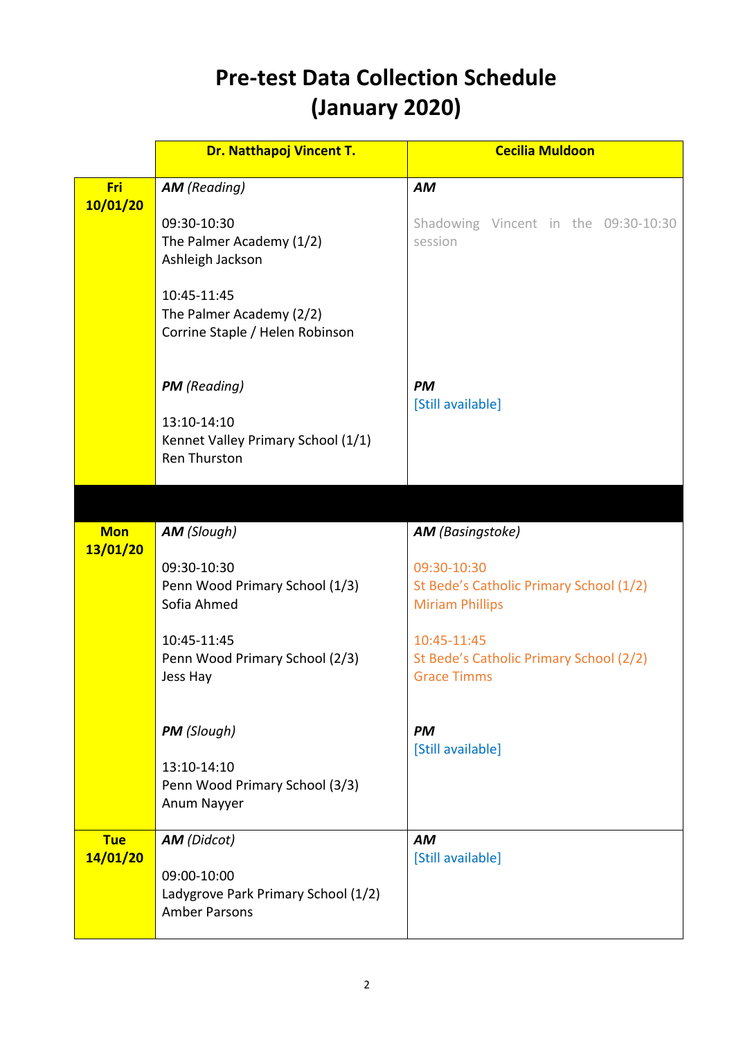# Pre-test Data Collection Schedule (January 2020)

| | Dr. Natthapoj Vincent T. | Cecilia Muldoon |
|---|---|---|
| **Fri 10/01/20** | ***AM*** *(Reading)*<br><br>09:30-10:30<br>The Palmer Academy (1/2)<br>Ashleigh Jackson<br><br>10:45-11:45<br>The Palmer Academy (2/2)<br>Corrine Staple / Helen Robinson<br><br>***PM*** *(Reading)*<br><br>13:10-14:10<br>Kennet Valley Primary School (1/1)<br>Ren Thurston | ***AM***<br><br>Shadowing Vincent in the 09:30-10:30 session<br><br>***PM***<br>[Still available] |
| | | |
| **Mon 13/01/20** | ***AM*** *(Slough)*<br><br>09:30-10:30<br>Penn Wood Primary School (1/3)<br>Sofia Ahmed<br><br>10:45-11:45<br>Penn Wood Primary School (2/3)<br>Jess Hay<br><br>***PM*** *(Slough)*<br><br>13:10-14:10<br>Penn Wood Primary School (3/3)<br>Anum Nayyer | ***AM*** *(Basingstoke)*<br><br>09:30-10:30<br>St Bede's Catholic Primary School (1/2)<br>Miriam Phillips<br><br>10:45-11:45<br>St Bede's Catholic Primary School (2/2)<br>Grace Timms<br><br>***PM***<br>[Still available] |
| **Tue 14/01/20** | ***AM*** *(Didcot)*<br><br>09:00-10:00<br>Ladygrove Park Primary School (1/2)<br>Amber Parsons | ***AM***<br>[Still available] |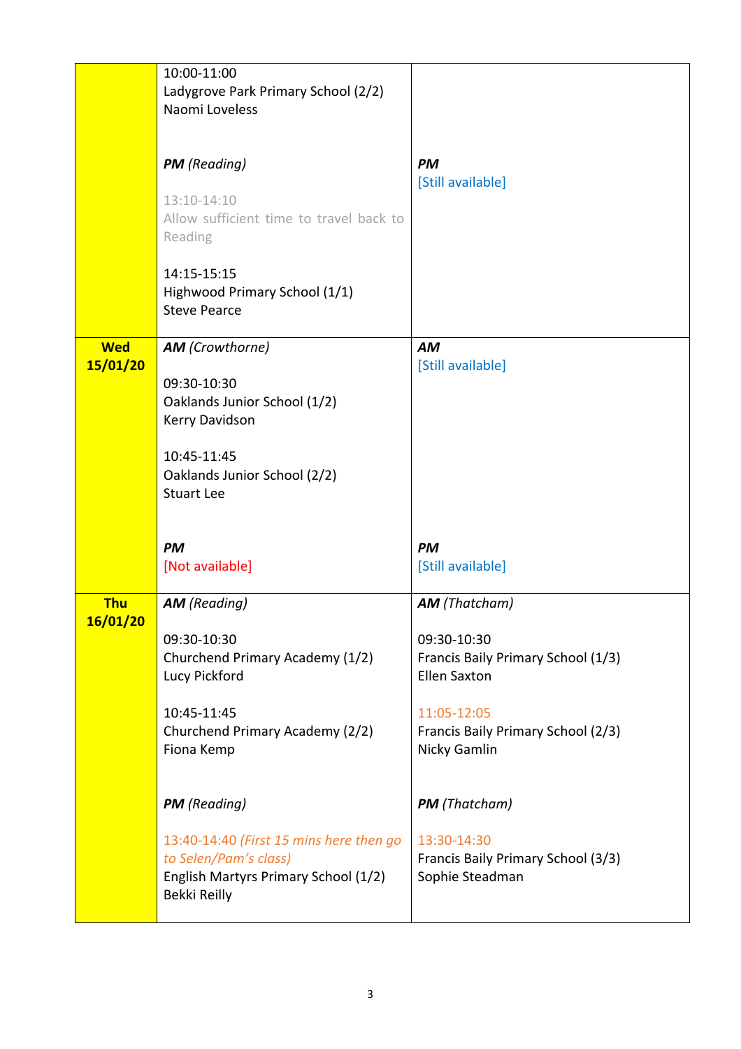| | | |
|---|---|---|
| | 10:00-11:00<br>Ladygrove Park Primary School (2/2)<br>Naomi Loveless<br><br>***PM*** *(Reading)*<br><br>13:10-14:10<br>Allow sufficient time to travel back to Reading<br><br>14:15-15:15<br>Highwood Primary School (1/1)<br>Steve Pearce | ***PM***<br>[Still available] |
| **Wed 15/01/20** | ***AM*** *(Crowthorne)*<br><br>09:30-10:30<br>Oaklands Junior School (1/2)<br>Kerry Davidson<br><br>10:45-11:45<br>Oaklands Junior School (2/2)<br>Stuart Lee<br><br>***PM***<br>[Not available] | ***AM***<br>[Still available]<br><br>***PM***<br>[Still available] |
| **Thu 16/01/20** | ***AM*** *(Reading)*<br><br>09:30-10:30<br>Churchend Primary Academy (1/2)<br>Lucy Pickford<br><br>10:45-11:45<br>Churchend Primary Academy (2/2)<br>Fiona Kemp<br><br>***PM*** *(Reading)*<br><br>13:40-14:40 *(First 15 mins here then go to Selen/Pam's class)*<br>English Martyrs Primary School (1/2)<br>Bekki Reilly | ***AM*** *(Thatcham)*<br><br>09:30-10:30<br>Francis Baily Primary School (1/3)<br>Ellen Saxton<br><br>11:05-12:05<br>Francis Baily Primary School (2/3)<br>Nicky Gamlin<br><br>***PM*** *(Thatcham)*<br><br>13:30-14:30<br>Francis Baily Primary School (3/3)<br>Sophie Steadman |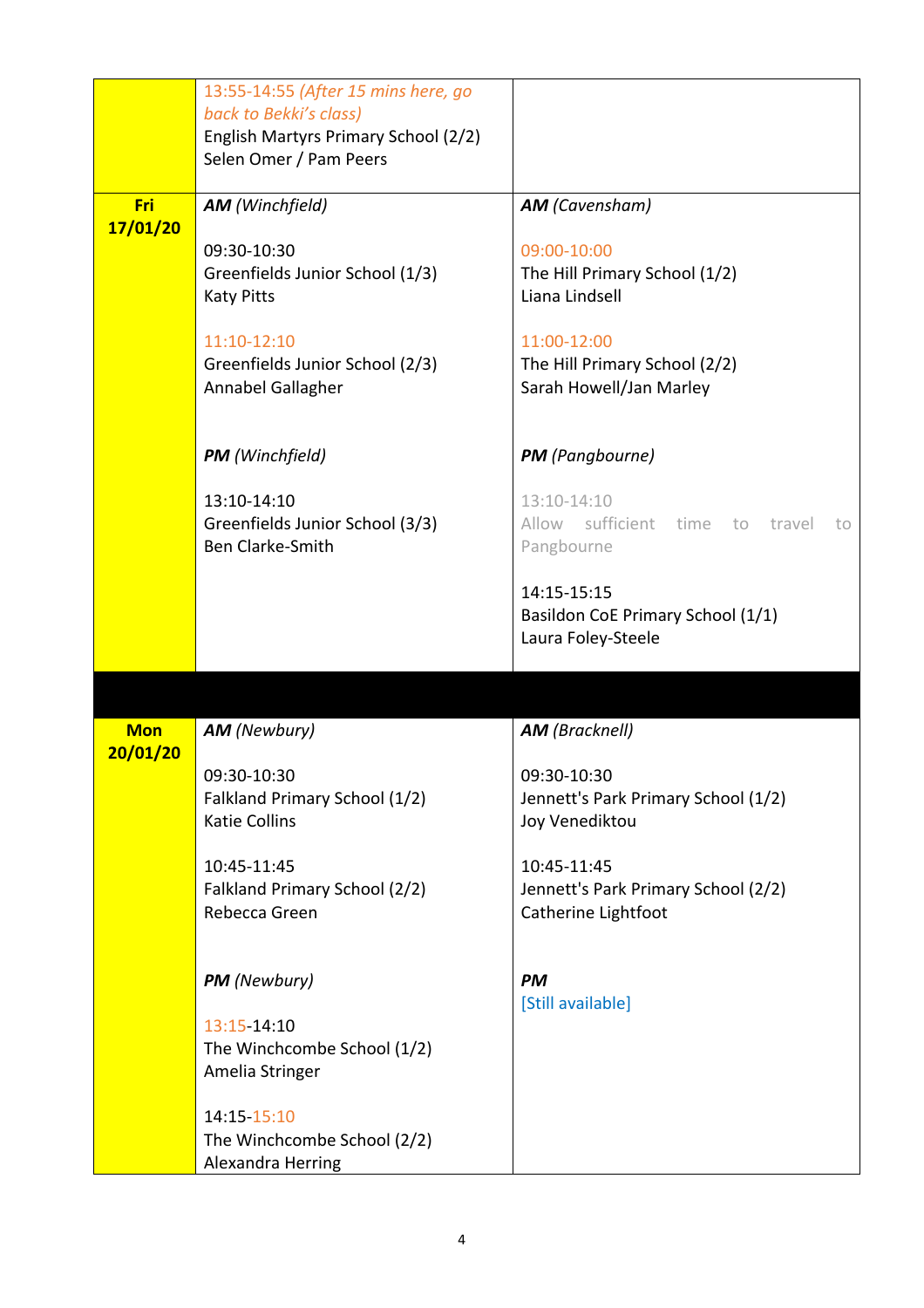| | | |
|---|---|---|
| | 13:55-14:55 *(After 15 mins here, go back to Bekki's class)*<br>English Martyrs Primary School (2/2)<br>Selen Omer / Pam Peers | |
| **Fri 17/01/20** | ***AM*** *(Winchfield)*<br><br>09:30-10:30<br>Greenfields Junior School (1/3)<br>Katy Pitts<br><br>11:10-12:10<br>Greenfields Junior School (2/3)<br>Annabel Gallagher<br><br>***PM*** *(Winchfield)*<br><br>13:10-14:10<br>Greenfields Junior School (3/3)<br>Ben Clarke-Smith | ***AM*** *(Cavensham)*<br><br>09:00-10:00<br>The Hill Primary School (1/2)<br>Liana Lindsell<br><br>11:00-12:00<br>The Hill Primary School (2/2)<br>Sarah Howell/Jan Marley<br><br>***PM*** *(Pangbourne)*<br><br>13:10-14:10<br>Allow sufficient time to travel to Pangbourne<br><br>14:15-15:15<br>Basildon CoE Primary School (1/1)<br>Laura Foley-Steele |
| | | |
| **Mon 20/01/20** | ***AM*** *(Newbury)*<br><br>09:30-10:30<br>Falkland Primary School (1/2)<br>Katie Collins<br><br>10:45-11:45<br>Falkland Primary School (2/2)<br>Rebecca Green<br><br>***PM*** *(Newbury)*<br><br>13:15-14:10<br>The Winchcombe School (1/2)<br>Amelia Stringer<br><br>14:15-15:10<br>The Winchcombe School (2/2)<br>Alexandra Herring | ***AM*** *(Bracknell)*<br><br>09:30-10:30<br>Jennett's Park Primary School (1/2)<br>Joy Venediktou<br><br>10:45-11:45<br>Jennett's Park Primary School (2/2)<br>Catherine Lightfoot<br><br>***PM***<br>[Still available] |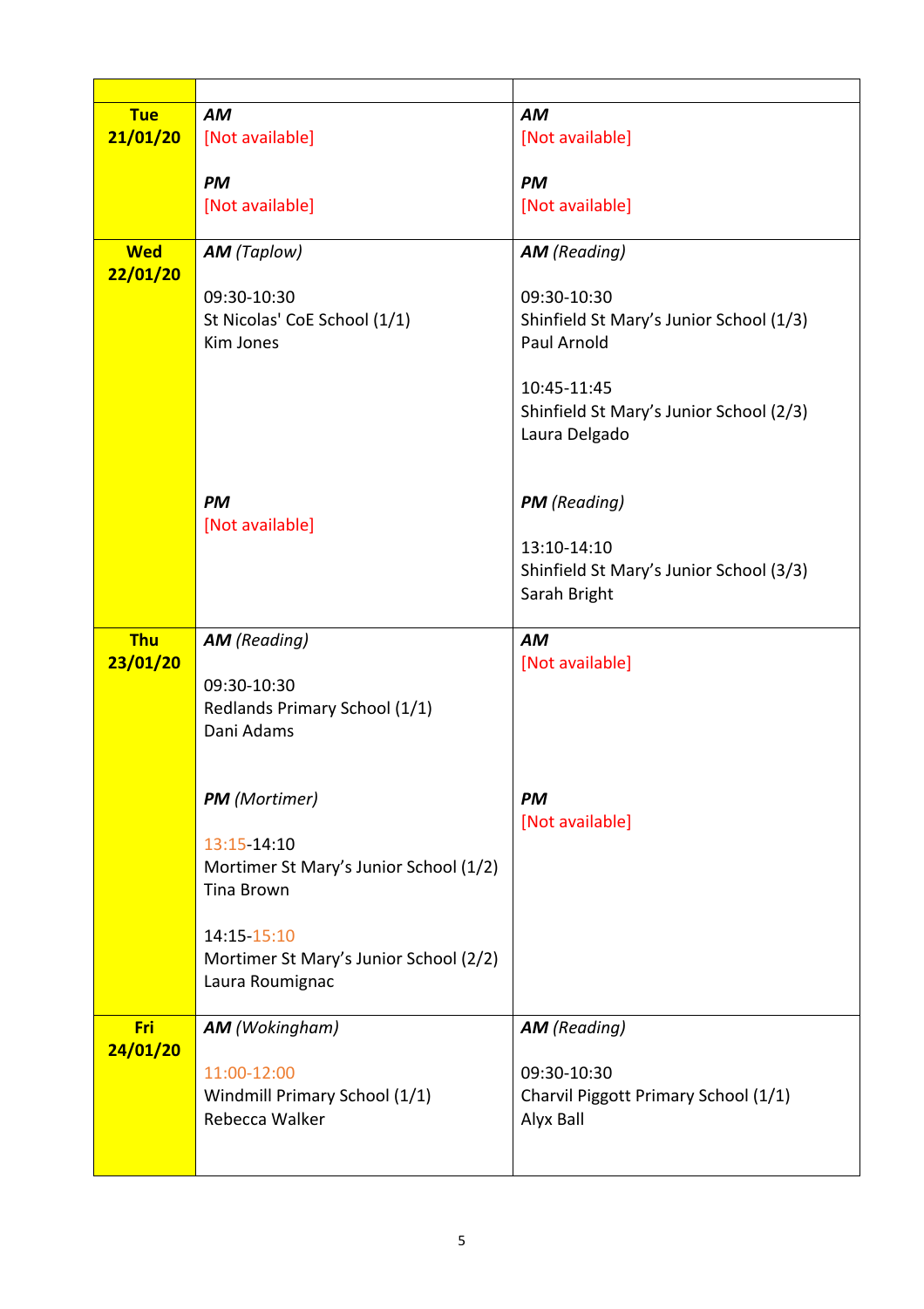| | | |
|---|---|---|
| **Tue 21/01/20** | ***AM***<br>[Not available]<br><br>***PM***<br>[Not available] | ***AM***<br>[Not available]<br><br>***PM***<br>[Not available] |
| **Wed 22/01/20** | ***AM*** *(Taplow)*<br><br>09:30-10:30<br>St Nicolas' CoE School (1/1)<br>Kim Jones<br><br>***PM***<br>[Not available] | ***AM*** *(Reading)*<br><br>09:30-10:30<br>Shinfield St Mary's Junior School (1/3)<br>Paul Arnold<br><br>10:45-11:45<br>Shinfield St Mary's Junior School (2/3)<br>Laura Delgado<br><br>***PM*** *(Reading)*<br><br>13:10-14:10<br>Shinfield St Mary's Junior School (3/3)<br>Sarah Bright |
| **Thu 23/01/20** | ***AM*** *(Reading)*<br><br>09:30-10:30<br>Redlands Primary School (1/1)<br>Dani Adams<br><br>***PM*** *(Mortimer)*<br><br>13:15-14:10<br>Mortimer St Mary's Junior School (1/2)<br>Tina Brown<br><br>14:15-15:10<br>Mortimer St Mary's Junior School (2/2)<br>Laura Roumignac | ***AM***<br>[Not available]<br><br>***PM***<br>[Not available] |
| **Fri 24/01/20** | ***AM*** *(Wokingham)*<br><br>11:00-12:00<br>Windmill Primary School (1/1)<br>Rebecca Walker | ***AM*** *(Reading)*<br><br>09:30-10:30<br>Charvil Piggott Primary School (1/1)<br>Alyx Ball |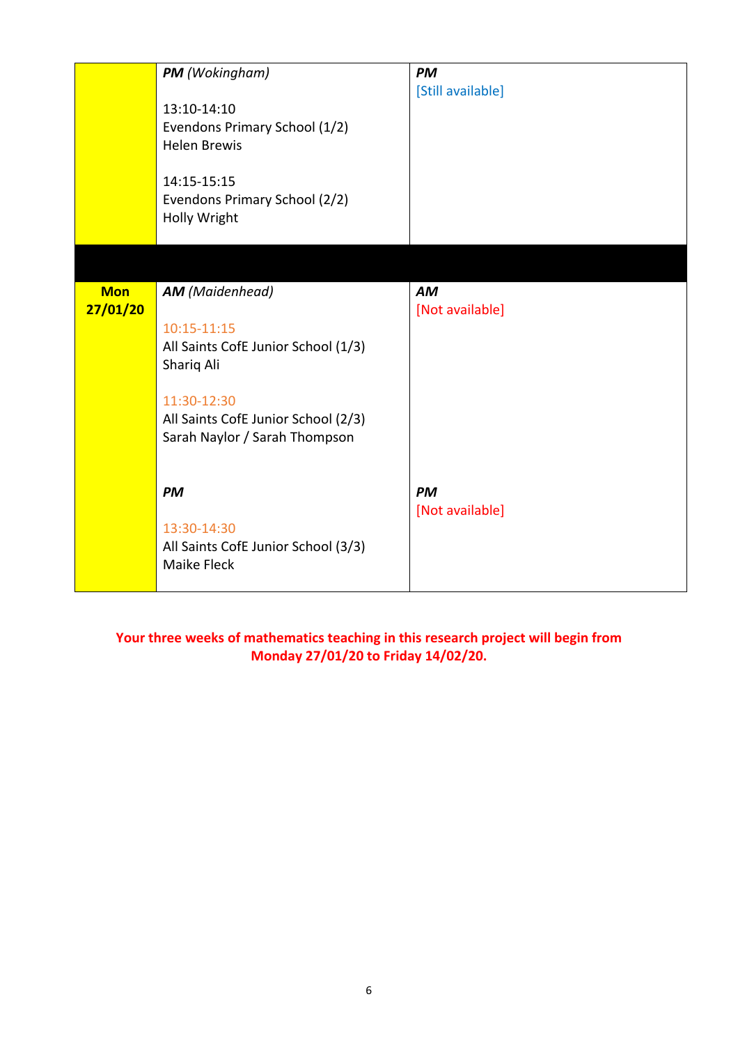| | | |
|---|---|---|
| | ***PM*** *(Wokingham)*<br><br>13:10-14:10<br>Evendons Primary School (1/2)<br>Helen Brewis<br><br>14:15-15:15<br>Evendons Primary School (2/2)<br>Holly Wright | ***PM***<br>[Still available] |
| | | |
| **Mon 27/01/20** | ***AM*** *(Maidenhead)*<br><br>10:15-11:15<br>All Saints CofE Junior School (1/3)<br>Shariq Ali<br><br>11:30-12:30<br>All Saints CofE Junior School (2/3)<br>Sarah Naylor / Sarah Thompson<br><br>***PM***<br><br>13:30-14:30<br>All Saints CofE Junior School (3/3)<br>Maike Fleck | ***AM***<br>[Not available]<br><br>***PM***<br>[Not available] |

**Your three weeks of mathematics teaching in this research project will begin from Monday 27/01/20 to Friday 14/02/20.**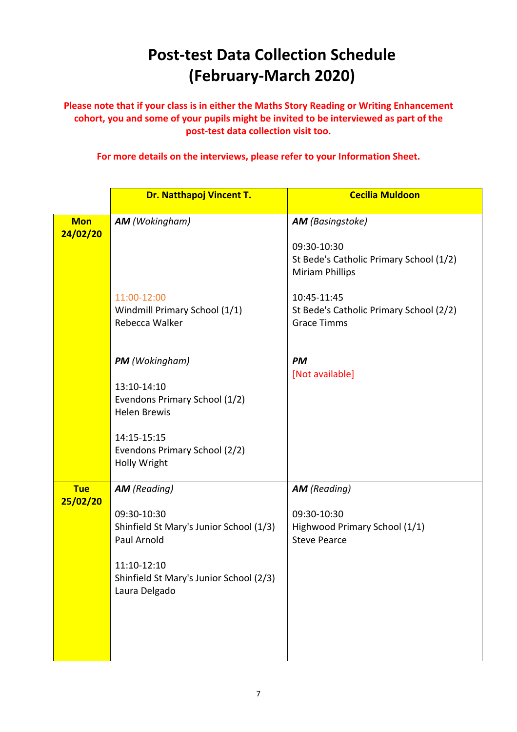# Post-test Data Collection Schedule (February-March 2020)

**Please note that if your class is in either the Maths Story Reading or Writing Enhancement cohort, you and some of your pupils might be invited to be interviewed as part of the post-test data collection visit too.**

**For more details on the interviews, please refer to your Information Sheet.**

| | **Dr. Natthapoj Vincent T.** | **Cecilia Muldoon** |
|---|---|---|
| **Mon 24/02/20** | ***AM*** *(Wokingham)*<br><br>11:00-12:00<br>Windmill Primary School (1/1)<br>Rebecca Walker<br><br>***PM*** *(Wokingham)*<br><br>13:10-14:10<br>Evendons Primary School (1/2)<br>Helen Brewis<br><br>14:15-15:15<br>Evendons Primary School (2/2)<br>Holly Wright | ***AM*** *(Basingstoke)*<br><br>09:30-10:30<br>St Bede's Catholic Primary School (1/2)<br>Miriam Phillips<br><br>10:45-11:45<br>St Bede's Catholic Primary School (2/2)<br>Grace Timms<br><br>***PM***<br>[Not available] |
| **Tue 25/02/20** | ***AM*** *(Reading)*<br><br>09:30-10:30<br>Shinfield St Mary's Junior School (1/3)<br>Paul Arnold<br><br>11:10-12:10<br>Shinfield St Mary's Junior School (2/3)<br>Laura Delgado | ***AM*** *(Reading)*<br><br>09:30-10:30<br>Highwood Primary School (1/1)<br>Steve Pearce |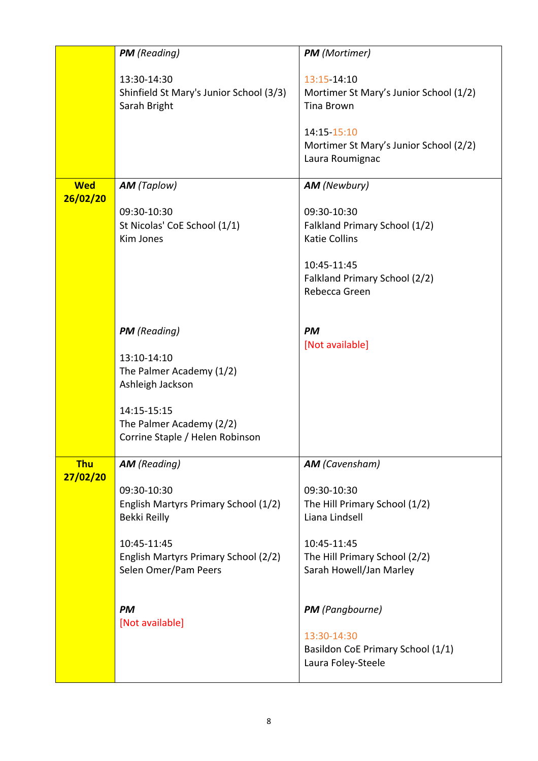| | | |
|---|---|---|
| | ***PM*** *(Reading)*<br><br>13:30-14:30<br>Shinfield St Mary's Junior School (3/3)<br>Sarah Bright | ***PM*** *(Mortimer)*<br><br>13:15-14:10<br>Mortimer St Mary's Junior School (1/2)<br>Tina Brown<br><br>14:15-15:10<br>Mortimer St Mary's Junior School (2/2)<br>Laura Roumignac |
| **Wed 26/02/20** | ***AM*** *(Taplow)*<br><br>09:30-10:30<br>St Nicolas' CoE School (1/1)<br>Kim Jones<br><br>***PM*** *(Reading)*<br><br>13:10-14:10<br>The Palmer Academy (1/2)<br>Ashleigh Jackson<br><br>14:15-15:15<br>The Palmer Academy (2/2)<br>Corrine Staple / Helen Robinson | ***AM*** *(Newbury)*<br><br>09:30-10:30<br>Falkland Primary School (1/2)<br>Katie Collins<br><br>10:45-11:45<br>Falkland Primary School (2/2)<br>Rebecca Green<br><br>***PM***<br>[Not available] |
| **Thu 27/02/20** | ***AM*** *(Reading)*<br><br>09:30-10:30<br>English Martyrs Primary School (1/2)<br>Bekki Reilly<br><br>10:45-11:45<br>English Martyrs Primary School (2/2)<br>Selen Omer/Pam Peers<br><br>***PM***<br>[Not available] | ***AM*** *(Cavensham)*<br><br>09:30-10:30<br>The Hill Primary School (1/2)<br>Liana Lindsell<br><br>10:45-11:45<br>The Hill Primary School (2/2)<br>Sarah Howell/Jan Marley<br><br>***PM*** *(Pangbourne)*<br><br>13:30-14:30<br>Basildon CoE Primary School (1/1)<br>Laura Foley-Steele |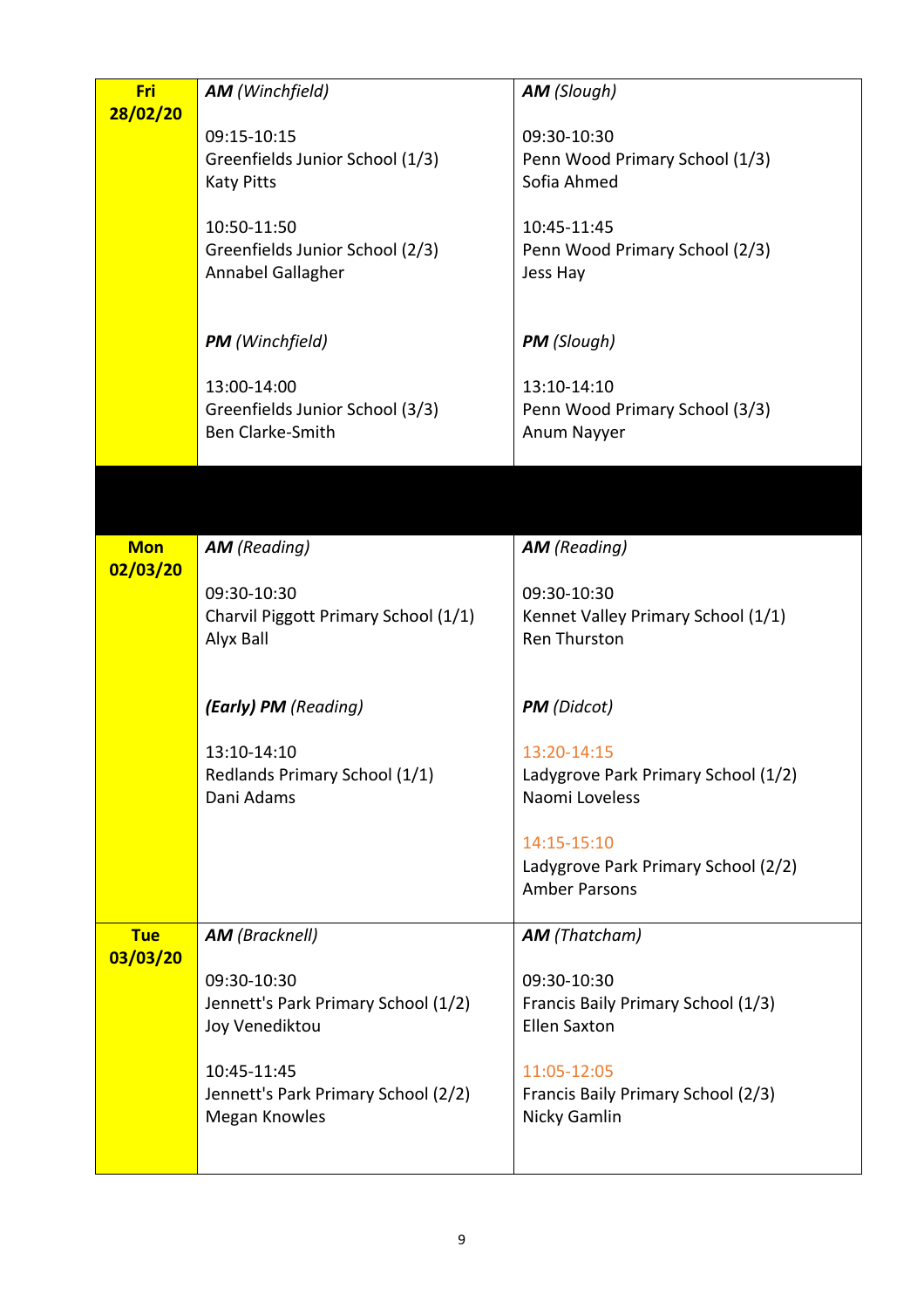| | | |
|---|---|---|
| **Fri 28/02/20** | ***AM*** *(Winchfield)*<br><br>09:15-10:15<br>Greenfields Junior School (1/3)<br>Katy Pitts<br><br>10:50-11:50<br>Greenfields Junior School (2/3)<br>Annabel Gallagher<br><br>***PM*** *(Winchfield)*<br><br>13:00-14:00<br>Greenfields Junior School (3/3)<br>Ben Clarke-Smith | ***AM*** *(Slough)*<br><br>09:30-10:30<br>Penn Wood Primary School (1/3)<br>Sofia Ahmed<br><br>10:45-11:45<br>Penn Wood Primary School (2/3)<br>Jess Hay<br><br>***PM*** *(Slough)*<br><br>13:10-14:10<br>Penn Wood Primary School (3/3)<br>Anum Nayyer |
| | | |
| **Mon 02/03/20** | ***AM*** *(Reading)*<br><br>09:30-10:30<br>Charvil Piggott Primary School (1/1)<br>Alyx Ball<br><br>***(Early) PM*** *(Reading)*<br><br>13:10-14:10<br>Redlands Primary School (1/1)<br>Dani Adams | ***AM*** *(Reading)*<br><br>09:30-10:30<br>Kennet Valley Primary School (1/1)<br>Ren Thurston<br><br>***PM*** *(Didcot)*<br><br>13:20-14:15<br>Ladygrove Park Primary School (1/2)<br>Naomi Loveless<br><br>14:15-15:10<br>Ladygrove Park Primary School (2/2)<br>Amber Parsons |
| **Tue 03/03/20** | ***AM*** *(Bracknell)*<br><br>09:30-10:30<br>Jennett's Park Primary School (1/2)<br>Joy Venediktou<br><br>10:45-11:45<br>Jennett's Park Primary School (2/2)<br>Megan Knowles | ***AM*** *(Thatcham)*<br><br>09:30-10:30<br>Francis Baily Primary School (1/3)<br>Ellen Saxton<br><br>11:05-12:05<br>Francis Baily Primary School (2/3)<br>Nicky Gamlin |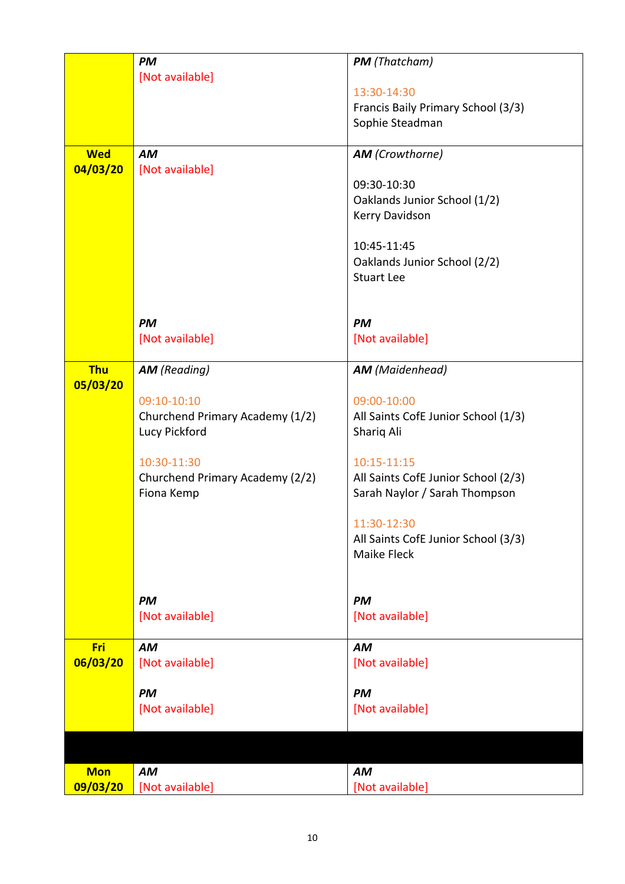| | | |
|---|---|---|
| | ***PM***<br>[Not available] | ***PM*** *(Thatcham)*<br><br>13:30-14:30<br>Francis Baily Primary School (3/3)<br>Sophie Steadman |
| **Wed 04/03/20** | ***AM***<br>[Not available]<br><br><br><br><br><br><br><br><br>***PM***<br>[Not available] | ***AM*** *(Crowthorne)*<br><br>09:30-10:30<br>Oaklands Junior School (1/2)<br>Kerry Davidson<br><br>10:45-11:45<br>Oaklands Junior School (2/2)<br>Stuart Lee<br><br><br>***PM***<br>[Not available] |
| **Thu 05/03/20** | ***AM*** *(Reading)*<br><br>09:10-10:10<br>Churchend Primary Academy (1/2)<br>Lucy Pickford<br><br>10:30-11:30<br>Churchend Primary Academy (2/2)<br>Fiona Kemp<br><br><br><br><br><br>***PM***<br>[Not available] | ***AM*** *(Maidenhead)*<br><br>09:00-10:00<br>All Saints CofE Junior School (1/3)<br>Shariq Ali<br><br>10:15-11:15<br>All Saints CofE Junior School (2/3)<br>Sarah Naylor / Sarah Thompson<br><br>11:30-12:30<br>All Saints CofE Junior School (3/3)<br>Maike Fleck<br><br><br>***PM***<br>[Not available] |
| **Fri 06/03/20** | ***AM***<br>[Not available]<br><br>***PM***<br>[Not available] | ***AM***<br>[Not available]<br><br>***PM***<br>[Not available] |
| | | |
| **Mon 09/03/20** | ***AM***<br>[Not available] | ***AM***<br>[Not available] |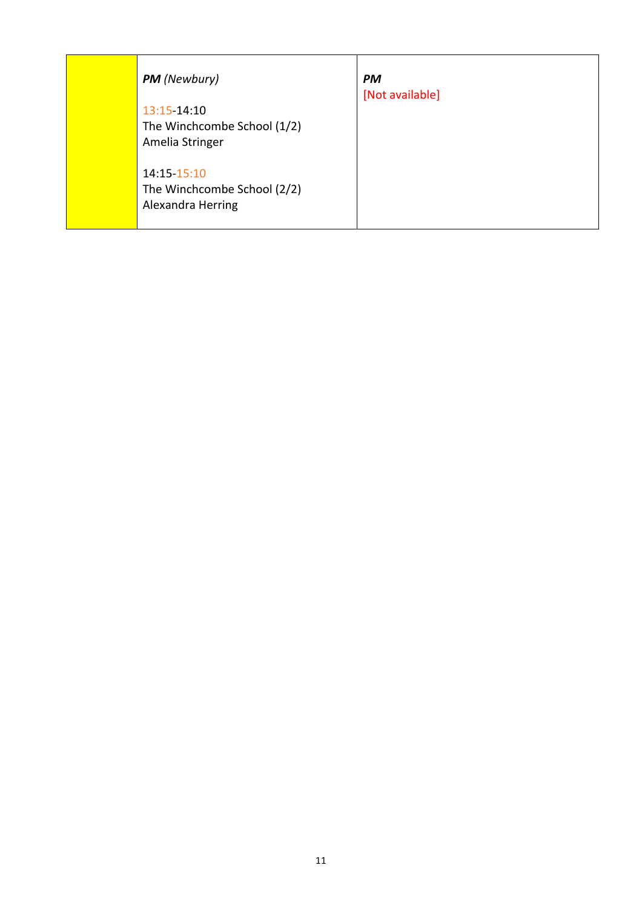|  | ***PM*** *(Newbury)*<br><br>13:15-14:10<br>The Winchcombe School (1/2)<br>Amelia Stringer<br><br>14:15-15:10<br>The Winchcombe School (2/2)<br>Alexandra Herring | ***PM***<br>[Not available] |
|---|---|---|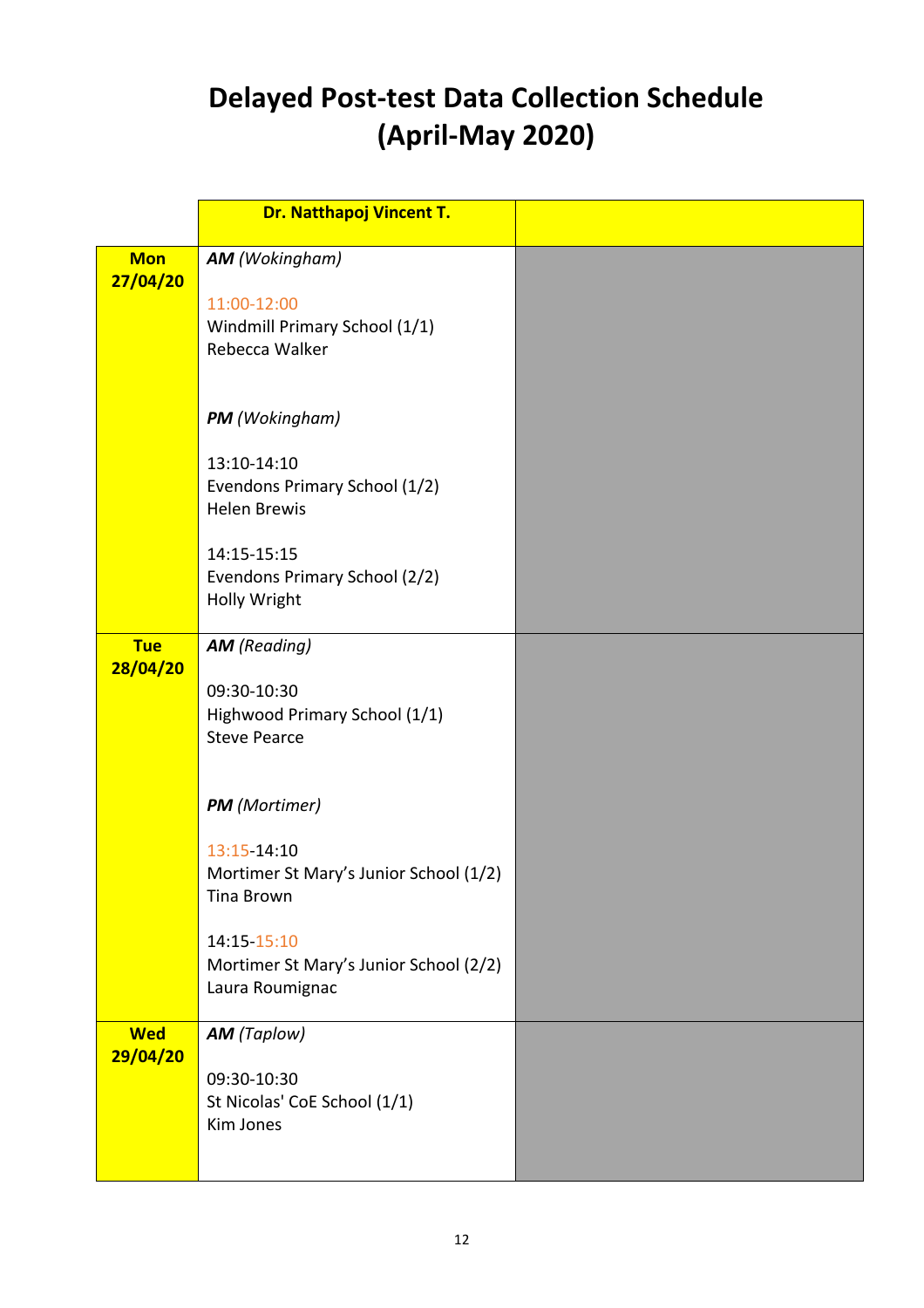# Delayed Post-test Data Collection Schedule (April-May 2020)

| | Dr. Natthapoj Vincent T. | |
|---|---|---|
| **Mon 27/04/20** | ***AM*** *(Wokingham)*<br><br>11:00-12:00<br>Windmill Primary School (1/1)<br>Rebecca Walker<br><br>***PM*** *(Wokingham)*<br><br>13:10-14:10<br>Evendons Primary School (1/2)<br>Helen Brewis<br><br>14:15-15:15<br>Evendons Primary School (2/2)<br>Holly Wright | |
| **Tue 28/04/20** | ***AM*** *(Reading)*<br><br>09:30-10:30<br>Highwood Primary School (1/1)<br>Steve Pearce<br><br>***PM*** *(Mortimer)*<br><br>13:15-14:10<br>Mortimer St Mary's Junior School (1/2)<br>Tina Brown<br><br>14:15-15:10<br>Mortimer St Mary's Junior School (2/2)<br>Laura Roumignac | |
| **Wed 29/04/20** | ***AM*** *(Taplow)*<br><br>09:30-10:30<br>St Nicolas' CoE School (1/1)<br>Kim Jones | |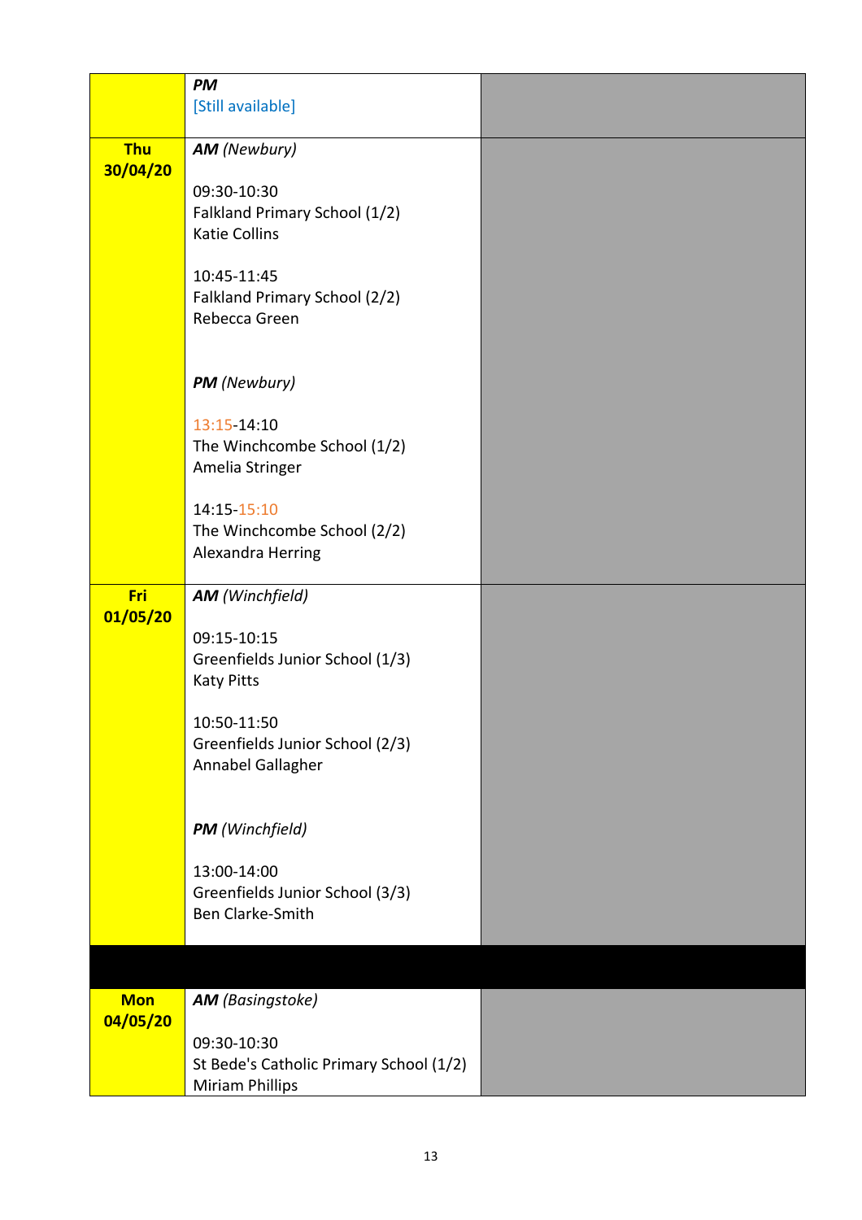| | | |
|---|---|---|
| | ***PM***<br>[Still available] | |
| **Thu 30/04/20** | ***AM*** *(Newbury)*<br><br>09:30-10:30<br>Falkland Primary School (1/2)<br>Katie Collins<br><br>10:45-11:45<br>Falkland Primary School (2/2)<br>Rebecca Green<br><br>***PM*** *(Newbury)*<br><br>13:15-14:10<br>The Winchcombe School (1/2)<br>Amelia Stringer<br><br>14:15-15:10<br>The Winchcombe School (2/2)<br>Alexandra Herring | |
| **Fri 01/05/20** | ***AM*** *(Winchfield)*<br><br>09:15-10:15<br>Greenfields Junior School (1/3)<br>Katy Pitts<br><br>10:50-11:50<br>Greenfields Junior School (2/3)<br>Annabel Gallagher<br><br>***PM*** *(Winchfield)*<br><br>13:00-14:00<br>Greenfields Junior School (3/3)<br>Ben Clarke-Smith | |
| | | |
| **Mon 04/05/20** | ***AM*** *(Basingstoke)*<br><br>09:30-10:30<br>St Bede's Catholic Primary School (1/2)<br>Miriam Phillips | |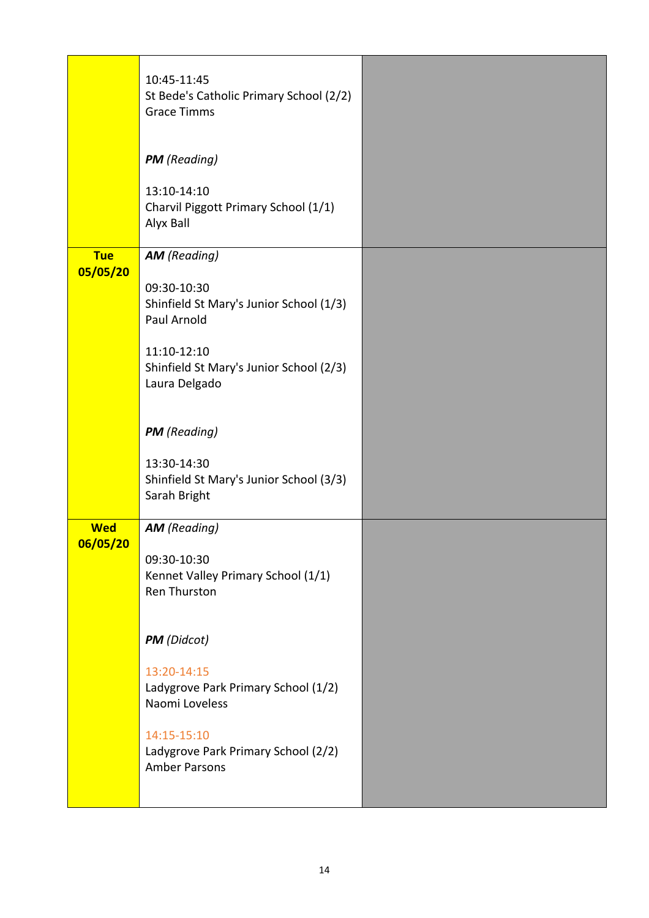| | | |
|---|---|---|
| | 10:45-11:45<br>St Bede's Catholic Primary School (2/2)<br>Grace Timms<br><br>***PM*** *(Reading)*<br><br>13:10-14:10<br>Charvil Piggott Primary School (1/1)<br>Alyx Ball | |
| **Tue 05/05/20** | ***AM*** *(Reading)*<br><br>09:30-10:30<br>Shinfield St Mary's Junior School (1/3)<br>Paul Arnold<br><br>11:10-12:10<br>Shinfield St Mary's Junior School (2/3)<br>Laura Delgado<br><br>***PM*** *(Reading)*<br><br>13:30-14:30<br>Shinfield St Mary's Junior School (3/3)<br>Sarah Bright | |
| **Wed 06/05/20** | ***AM*** *(Reading)*<br><br>09:30-10:30<br>Kennet Valley Primary School (1/1)<br>Ren Thurston<br><br>***PM*** *(Didcot)*<br><br>13:20-14:15<br>Ladygrove Park Primary School (1/2)<br>Naomi Loveless<br><br>14:15-15:10<br>Ladygrove Park Primary School (2/2)<br>Amber Parsons | |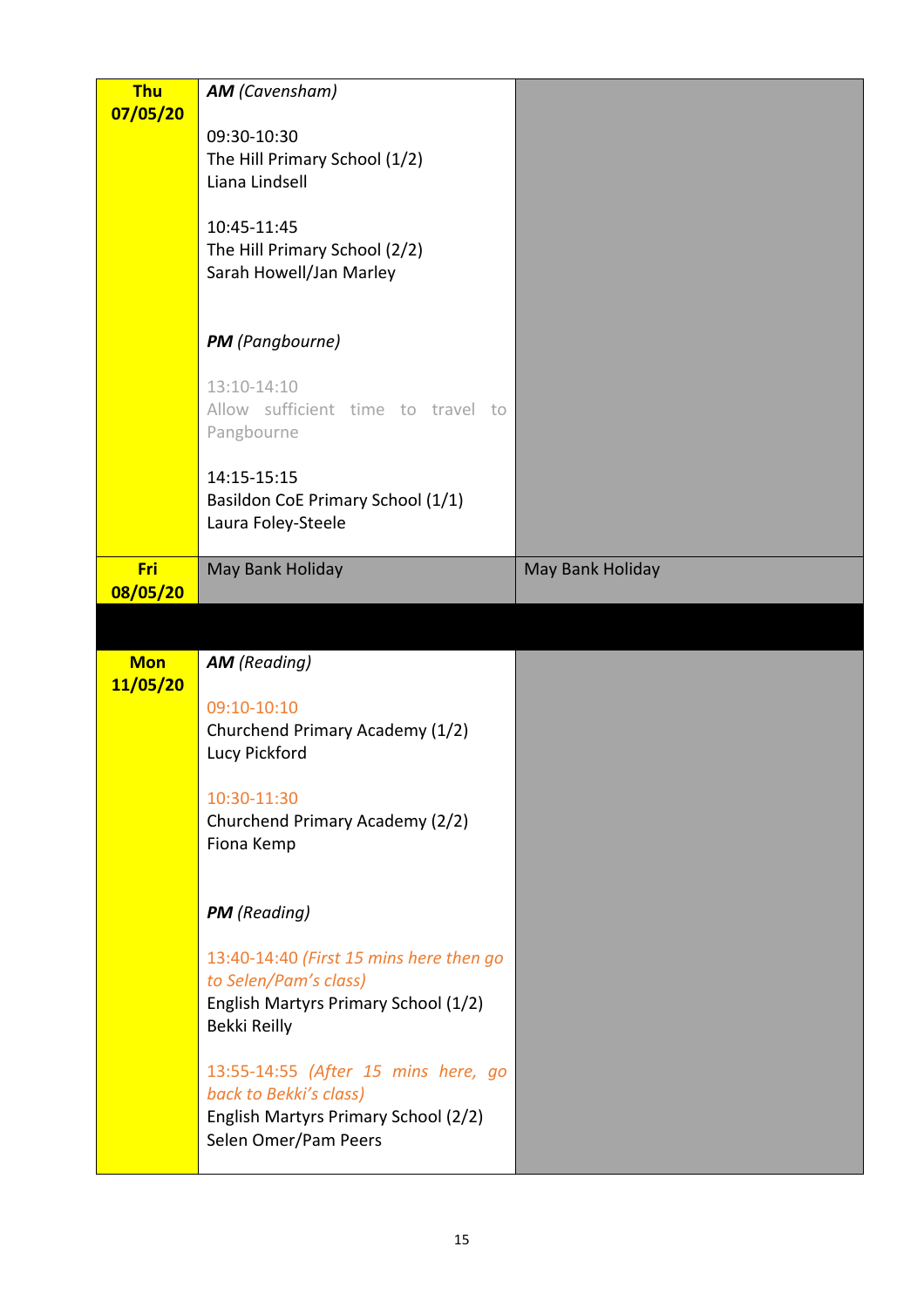| | | |
|---|---|---|
| **Thu 07/05/20** | ***AM*** *(Cavensham)*<br><br>09:30-10:30<br>The Hill Primary School (1/2)<br>Liana Lindsell<br><br>10:45-11:45<br>The Hill Primary School (2/2)<br>Sarah Howell/Jan Marley<br><br>***PM*** *(Pangbourne)*<br><br>13:10-14:10<br>Allow sufficient time to travel to Pangbourne<br><br>14:15-15:15<br>Basildon CoE Primary School (1/1)<br>Laura Foley-Steele | |
| **Fri 08/05/20** | May Bank Holiday | May Bank Holiday |
| | | |
| **Mon 11/05/20** | ***AM*** *(Reading)*<br><br>09:10-10:10<br>Churchend Primary Academy (1/2)<br>Lucy Pickford<br><br>10:30-11:30<br>Churchend Primary Academy (2/2)<br>Fiona Kemp<br><br>***PM*** *(Reading)*<br><br>13:40-14:40 *(First 15 mins here then go to Selen/Pam's class)*<br>English Martyrs Primary School (1/2)<br>Bekki Reilly<br><br>13:55-14:55 *(After 15 mins here, go back to Bekki's class)*<br>English Martyrs Primary School (2/2)<br>Selen Omer/Pam Peers | |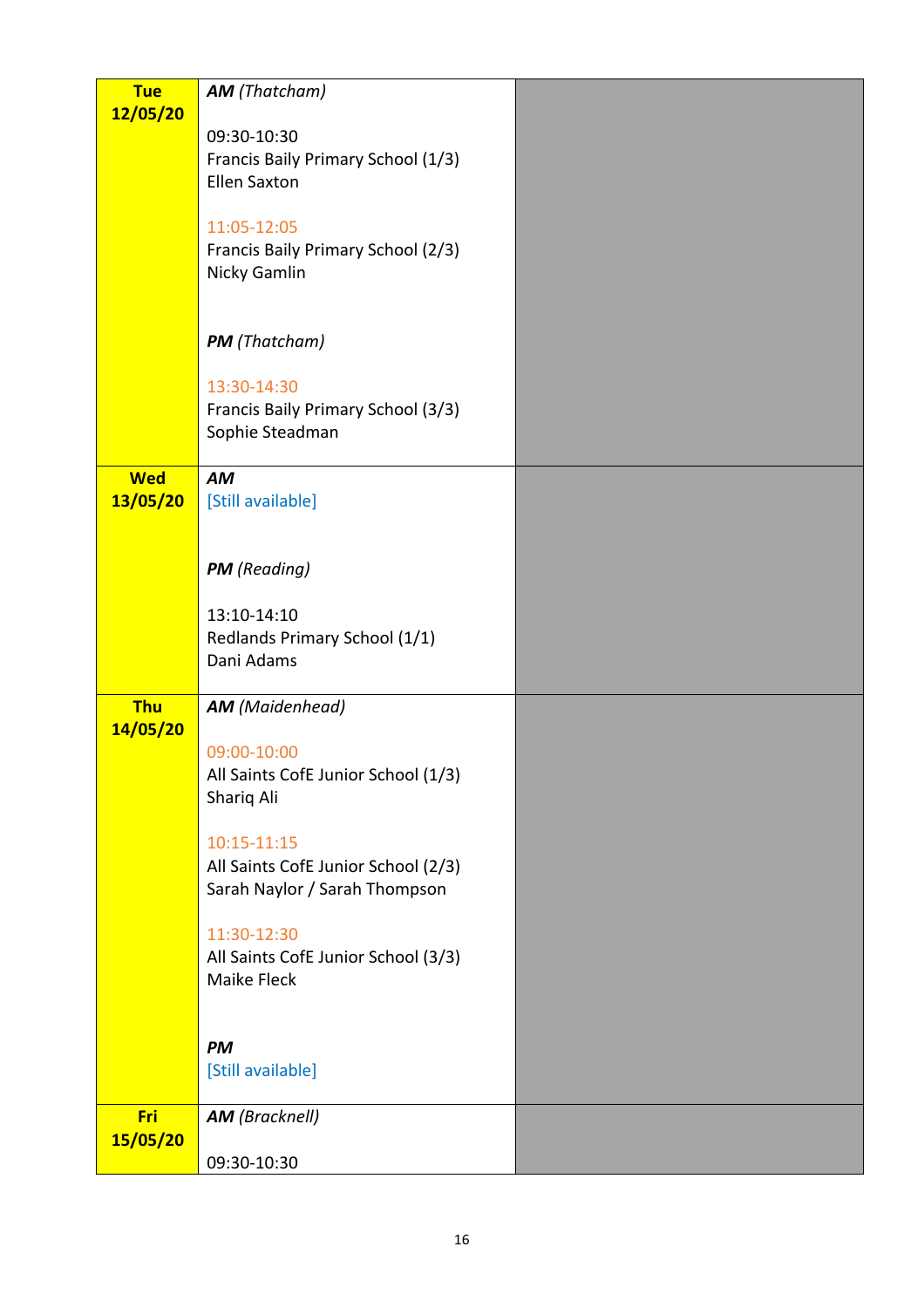| Day | Schedule | |
|---|---|---|
| **Tue 12/05/20** | ***AM*** *(Thatcham)*<br><br>09:30-10:30<br>Francis Baily Primary School (1/3)<br>Ellen Saxton<br><br>11:05-12:05<br>Francis Baily Primary School (2/3)<br>Nicky Gamlin<br><br>***PM*** *(Thatcham)*<br><br>13:30-14:30<br>Francis Baily Primary School (3/3)<br>Sophie Steadman | |
| **Wed 13/05/20** | ***AM***<br>[Still available]<br><br>***PM*** *(Reading)*<br><br>13:10-14:10<br>Redlands Primary School (1/1)<br>Dani Adams | |
| **Thu 14/05/20** | ***AM*** *(Maidenhead)*<br><br>09:00-10:00<br>All Saints CofE Junior School (1/3)<br>Shariq Ali<br><br>10:15-11:15<br>All Saints CofE Junior School (2/3)<br>Sarah Naylor / Sarah Thompson<br><br>11:30-12:30<br>All Saints CofE Junior School (3/3)<br>Maike Fleck<br><br>***PM***<br>[Still available] | |
| **Fri 15/05/20** | ***AM*** *(Bracknell)*<br><br>09:30-10:30 | |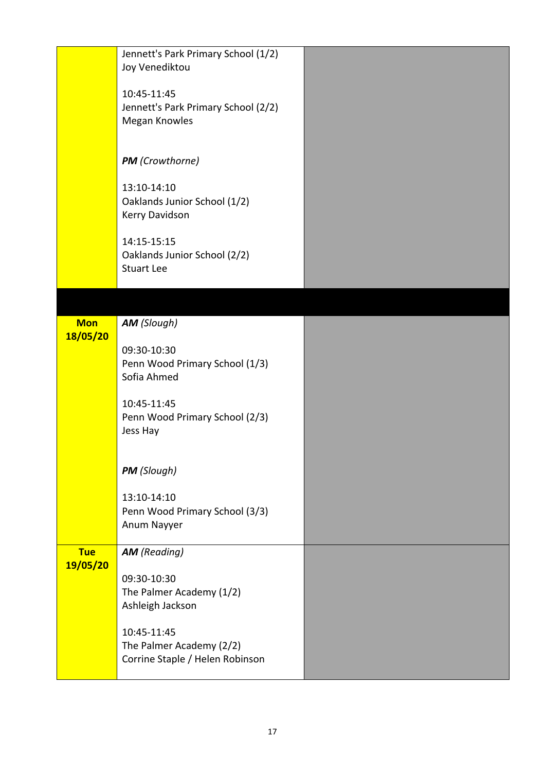| | | |
|---|---|---|
| | Jennett's Park Primary School (1/2)<br>Joy Venediktou<br><br>10:45-11:45<br>Jennett's Park Primary School (2/2)<br>Megan Knowles<br><br>***PM*** *(Crowthorne)*<br><br>13:10-14:10<br>Oaklands Junior School (1/2)<br>Kerry Davidson<br><br>14:15-15:15<br>Oaklands Junior School (2/2)<br>Stuart Lee | |
| | | |
| **Mon 18/05/20** | ***AM*** *(Slough)*<br><br>09:30-10:30<br>Penn Wood Primary School (1/3)<br>Sofia Ahmed<br><br>10:45-11:45<br>Penn Wood Primary School (2/3)<br>Jess Hay<br><br>***PM*** *(Slough)*<br><br>13:10-14:10<br>Penn Wood Primary School (3/3)<br>Anum Nayyer | |
| **Tue 19/05/20** | ***AM*** *(Reading)*<br><br>09:30-10:30<br>The Palmer Academy (1/2)<br>Ashleigh Jackson<br><br>10:45-11:45<br>The Palmer Academy (2/2)<br>Corrine Staple / Helen Robinson | |